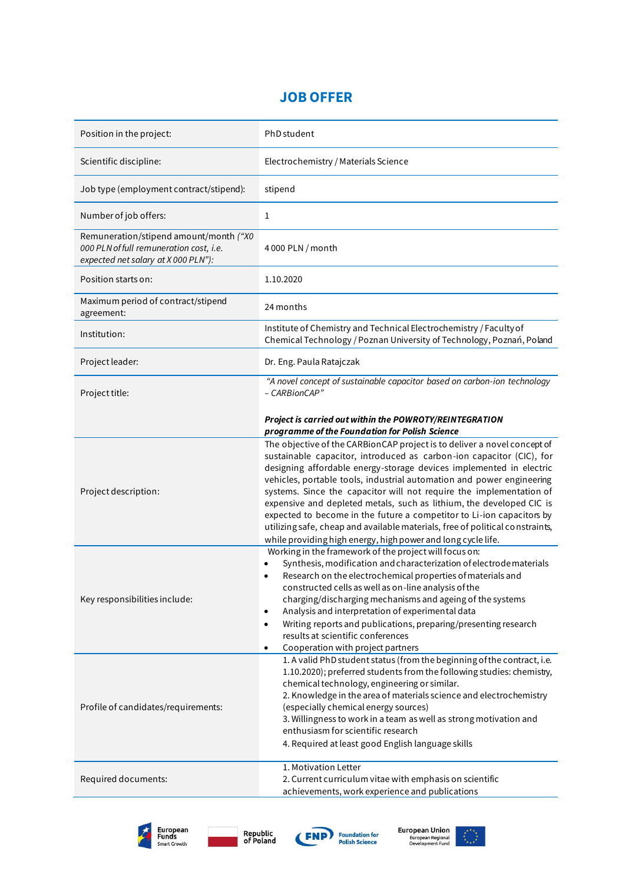# JOB OFFER

| | |
|---|---|
| Position in the project: | PhD student |
| Scientific discipline: | Electrochemistry / Materials Science |
| Job type (employment contract/stipend): | stipend |
| Number of job offers: | 1 |
| Remuneration/stipend amount/month *("X0 000 PLN of full remuneration cost, i.e. expected net salary at X 000 PLN")*: | 4 000 PLN / month |
| Position starts on: | 1.10.2020 |
| Maximum period of contract/stipend agreement: | 24 months |
| Institution: | Institute of Chemistry and Technical Electrochemistry / Faculty of Chemical Technology / Poznan University of Technology, Poznań, Poland |
| Project leader: | Dr. Eng. Paula Ratajczak |
| Project title: | *"A novel concept of sustainable capacitor based on carbon-ion technology – CARBionCAP"*<br><br>***Project is carried out within the POWROTY/REINTEGRATION programme of the Foundation for Polish Science*** |
| Project description: | The objective of the CARBionCAP project is to deliver a novel concept of sustainable capacitor, introduced as carbon-ion capacitor (CIC), for designing affordable energy-storage devices implemented in electric vehicles, portable tools, industrial automation and power engineering systems. Since the capacitor will not require the implementation of expensive and depleted metals, such as lithium, the developed CIC is expected to become in the future a competitor to Li-ion capacitors by utilizing safe, cheap and available materials, free of political constraints, while providing high energy, high power and long cycle life. |
| Key responsibilities include: | Working in the framework of the project will focus on:<br>• Synthesis, modification and characterization of electrode materials<br>• Research on the electrochemical properties of materials and constructed cells as well as on-line analysis of the charging/discharging mechanisms and ageing of the systems<br>• Analysis and interpretation of experimental data<br>• Writing reports and publications, preparing/presenting research results at scientific conferences<br>• Cooperation with project partners |
| Profile of candidates/requirements: | 1. A valid PhD student status (from the beginning of the contract, i.e. 1.10.2020); preferred students from the following studies: chemistry, chemical technology, engineering or similar.<br>2. Knowledge in the area of materials science and electrochemistry (especially chemical energy sources)<br>3. Willingness to work in a team as well as strong motivation and enthusiasm for scientific research<br>4. Required at least good English language skills |
| Required documents: | 1. Motivation Letter<br>2. Current curriculum vitae with emphasis on scientific achievements, work experience and publications |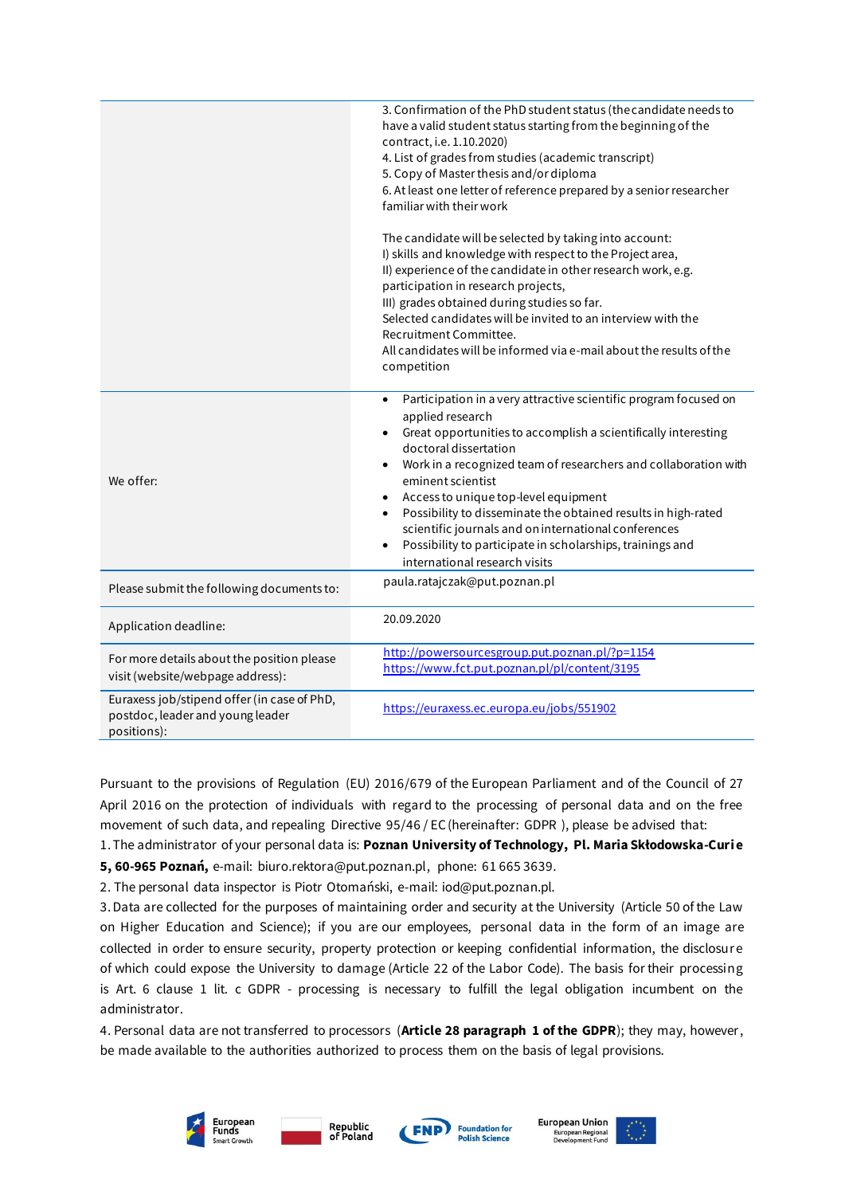| | |
|---|---|
| | 3. Confirmation of the PhD student status (the candidate needs to have a valid student status starting from the beginning of the contract, i.e. 1.10.2020)<br>4. List of grades from studies (academic transcript)<br>5. Copy of Master thesis and/or diploma<br>6. At least one letter of reference prepared by a senior researcher familiar with their work<br><br>The candidate will be selected by taking into account:<br>I) skills and knowledge with respect to the Project area,<br>II) experience of the candidate in other research work, e.g. participation in research projects,<br>III) grades obtained during studies so far.<br>Selected candidates will be invited to an interview with the Recruitment Committee.<br>All candidates will be informed via e-mail about the results of the competition |
| We offer: | • Participation in a very attractive scientific program focused on applied research<br>• Great opportunities to accomplish a scientifically interesting doctoral dissertation<br>• Work in a recognized team of researchers and collaboration with eminent scientist<br>• Access to unique top-level equipment<br>• Possibility to disseminate the obtained results in high-rated scientific journals and on international conferences<br>• Possibility to participate in scholarships, trainings and international research visits |
| Please submit the following documents to: | paula.ratajczak@put.poznan.pl |
| Application deadline: | 20.09.2020 |
| For more details about the position please visit (website/webpage address): | http://powersourcesgroup.put.poznan.pl/?p=1154<br>https://www.fct.put.poznan.pl/pl/content/3195 |
| Euraxess job/stipend offer (in case of PhD, postdoc, leader and young leader positions): | https://euraxess.ec.europa.eu/jobs/551902 |

Pursuant to the provisions of Regulation (EU) 2016/679 of the European Parliament and of the Council of 27 April 2016 on the protection of individuals with regard to the processing of personal data and on the free movement of such data, and repealing Directive 95/46 / EC (hereinafter: GDPR ), please be advised that:

1. The administrator of your personal data is: **Poznan University of Technology, Pl. Maria Skłodowska-Curie 5, 60-965 Poznań,** e-mail: biuro.rektora@put.poznan.pl, phone: 61 665 3639.

2. The personal data inspector is Piotr Otomański, e-mail: iod@put.poznan.pl.

3. Data are collected for the purposes of maintaining order and security at the University (Article 50 of the Law on Higher Education and Science); if you are our employees, personal data in the form of an image are collected in order to ensure security, property protection or keeping confidential information, the disclosure of which could expose the University to damage (Article 22 of the Labor Code). The basis for their processing is Art. 6 clause 1 lit. c GDPR - processing is necessary to fulfill the legal obligation incumbent on the administrator.

4. Personal data are not transferred to processors (**Article 28 paragraph 1 of the GDPR**); they may, however, be made available to the authorities authorized to process them on the basis of legal provisions.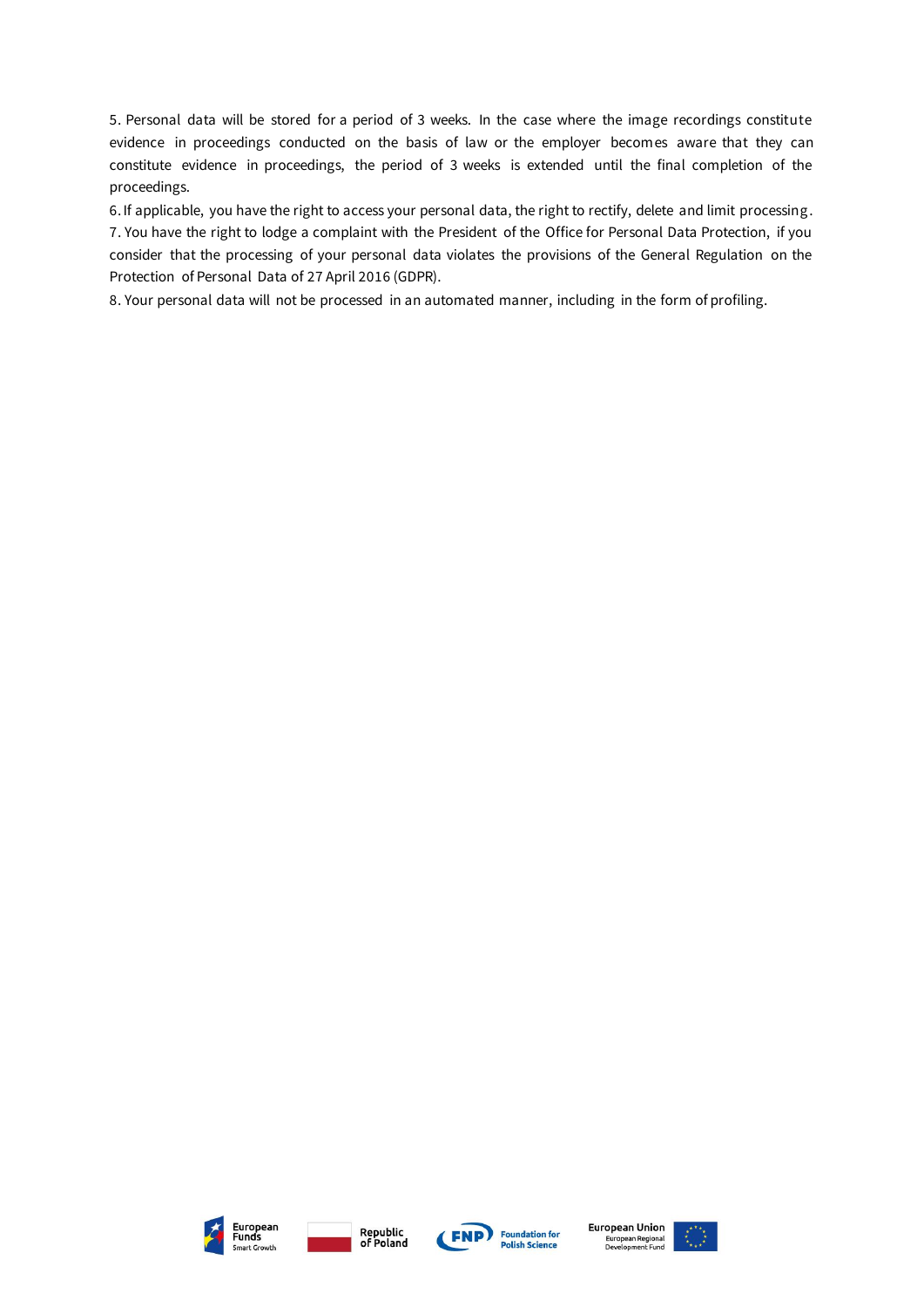5. Personal data will be stored for a period of 3 weeks. In the case where the image recordings constitute evidence in proceedings conducted on the basis of law or the employer becomes aware that they can constitute evidence in proceedings, the period of 3 weeks is extended until the final completion of the proceedings.

6. If applicable, you have the right to access your personal data, the right to rectify, delete and limit processing.

7. You have the right to lodge a complaint with the President of the Office for Personal Data Protection, if you consider that the processing of your personal data violates the provisions of the General Regulation on the Protection of Personal Data of 27 April 2016 (GDPR).

8. Your personal data will not be processed in an automated manner, including in the form of profiling.

European Funds Smart Growth | Republic of Poland | FNP Foundation for Polish Science | European Union European Regional Development Fund